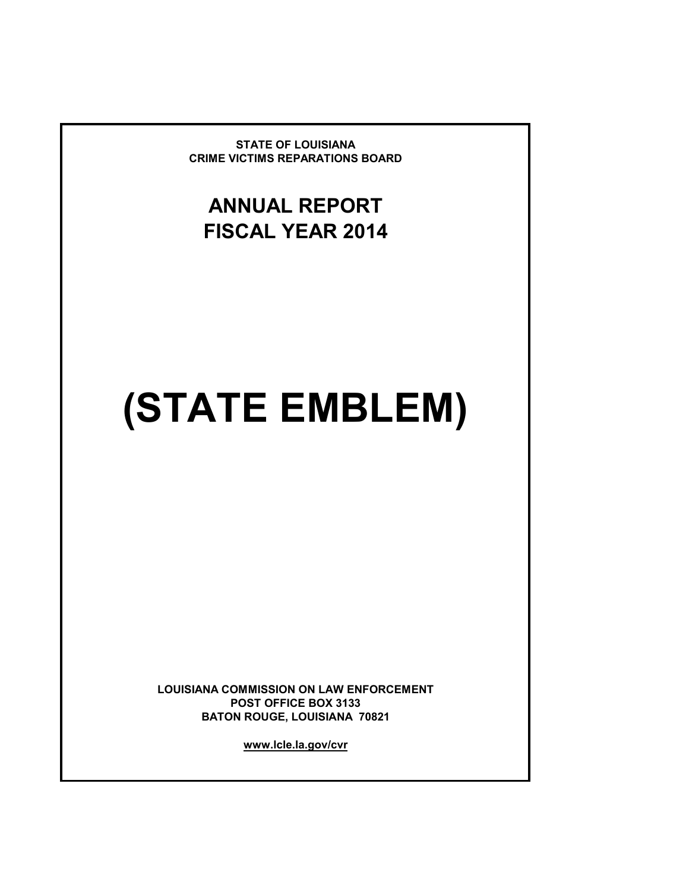**STATE OF LOUISIANA**
**CRIME VICTIMS REPARATIONS BOARD**

# ANNUAL REPORT
# FISCAL YEAR 2014

# (STATE EMBLEM)

**LOUISIANA COMMISSION ON LAW ENFORCEMENT**
**POST OFFICE BOX 3133**
**BATON ROUGE, LOUISIANA 70821**

**www.lcle.la.gov/cvr**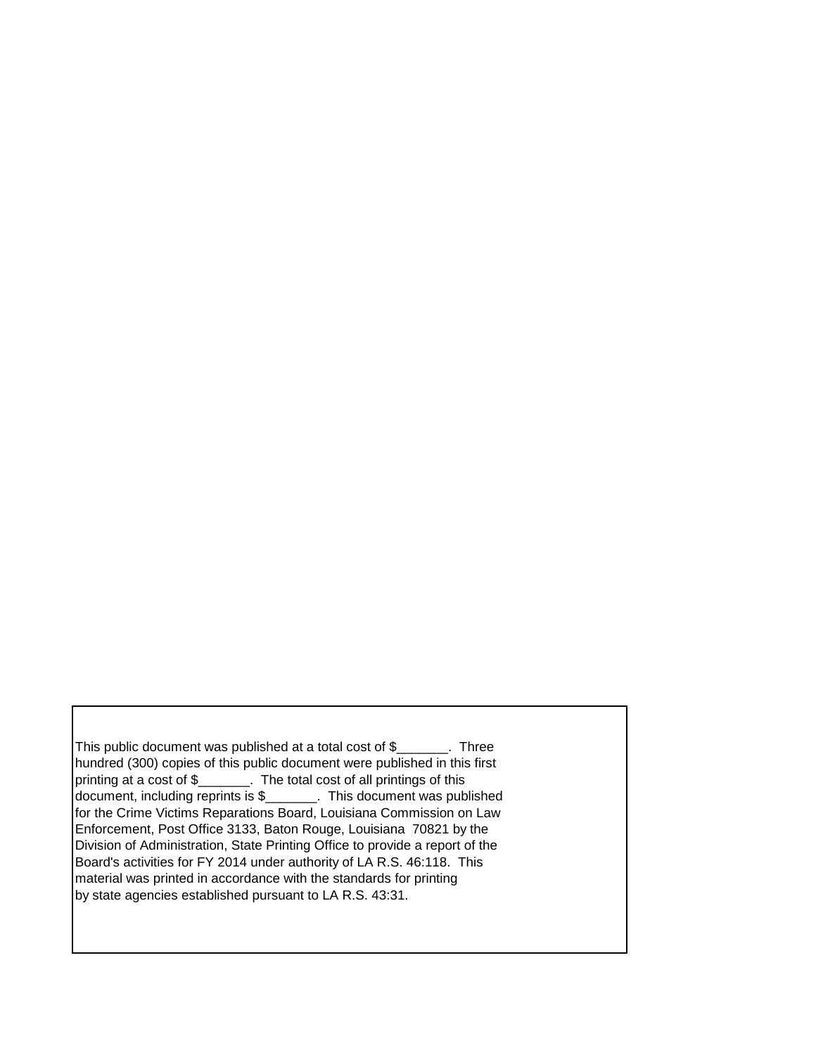This public document was published at a total cost of $_______. Three hundred (300) copies of this public document were published in this first printing at a cost of $_______. The total cost of all printings of this document, including reprints is $_______. This document was published for the Crime Victims Reparations Board, Louisiana Commission on Law Enforcement, Post Office 3133, Baton Rouge, Louisiana 70821 by the Division of Administration, State Printing Office to provide a report of the Board's activities for FY 2014 under authority of LA R.S. 46:118. This material was printed in accordance with the standards for printing by state agencies established pursuant to LA R.S. 43:31.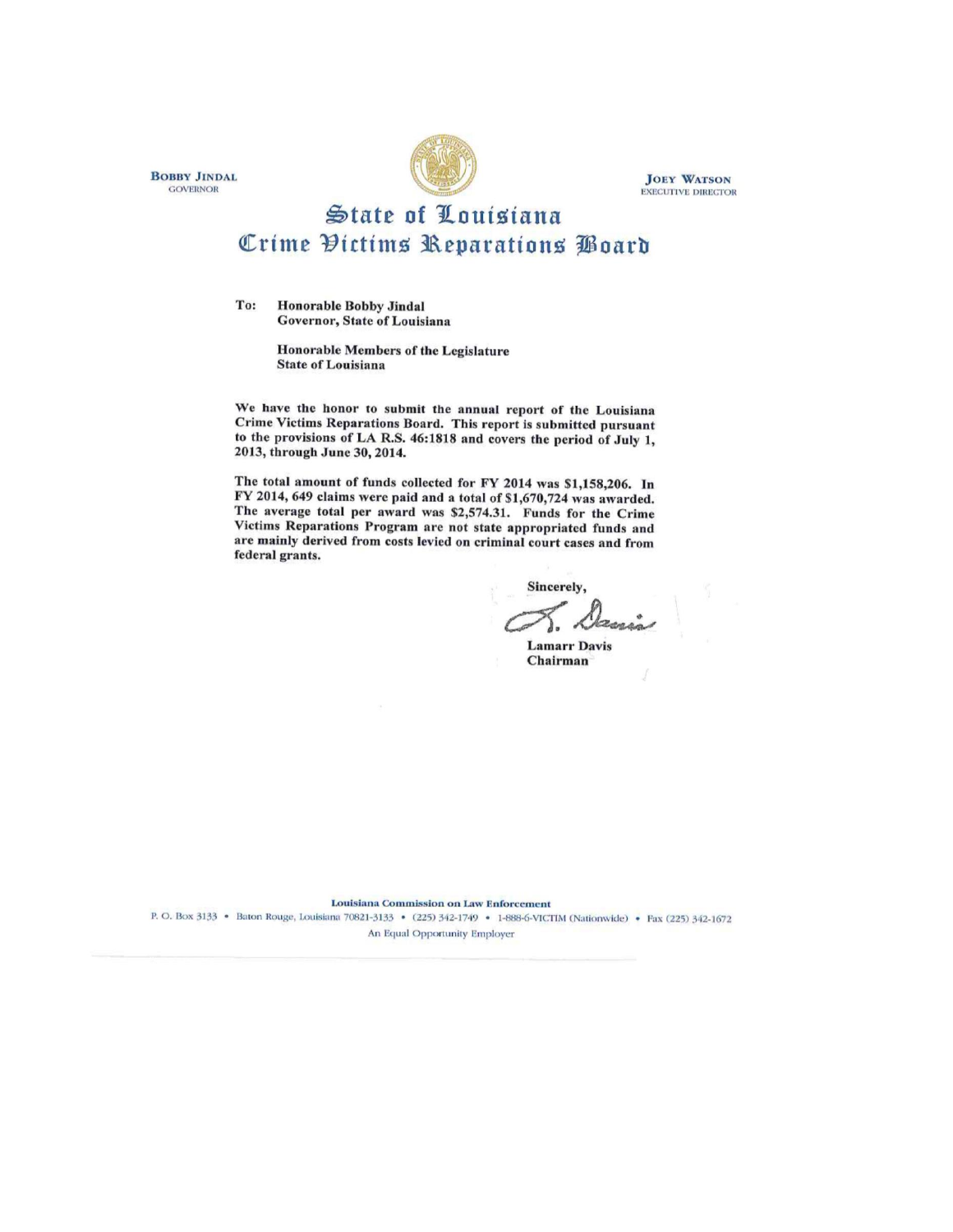**BOBBY JINDAL**
GOVERNOR

**JOEY WATSON**
EXECUTIVE DIRECTOR

# State of Louisiana
## Crime Victims Reparations Board

**To: Honorable Bobby Jindal**
**Governor, State of Louisiana**

**Honorable Members of the Legislature**
**State of Louisiana**

**We have the honor to submit the annual report of the Louisiana Crime Victims Reparations Board. This report is submitted pursuant to the provisions of LA R.S. 46:1818 and covers the period of July 1, 2013, through June 30, 2014.**

**The total amount of funds collected for FY 2014 was $1,158,206. In FY 2014, 649 claims were paid and a total of $1,670,724 was awarded. The average total per award was $2,574.31. Funds for the Crime Victims Reparations Program are not state appropriated funds and are mainly derived from costs levied on criminal court cases and from federal grants.**

**Sincerely,**

L. Davis

**Lamarr Davis**
**Chairman**

**Louisiana Commission on Law Enforcement**
P. O. Box 3133 • Baton Rouge, Louisiana 70821-3133 • (225) 342-1749 • 1-888-6-VICTIM (Nationwide) • Fax (225) 342-1672
An Equal Opportunity Employer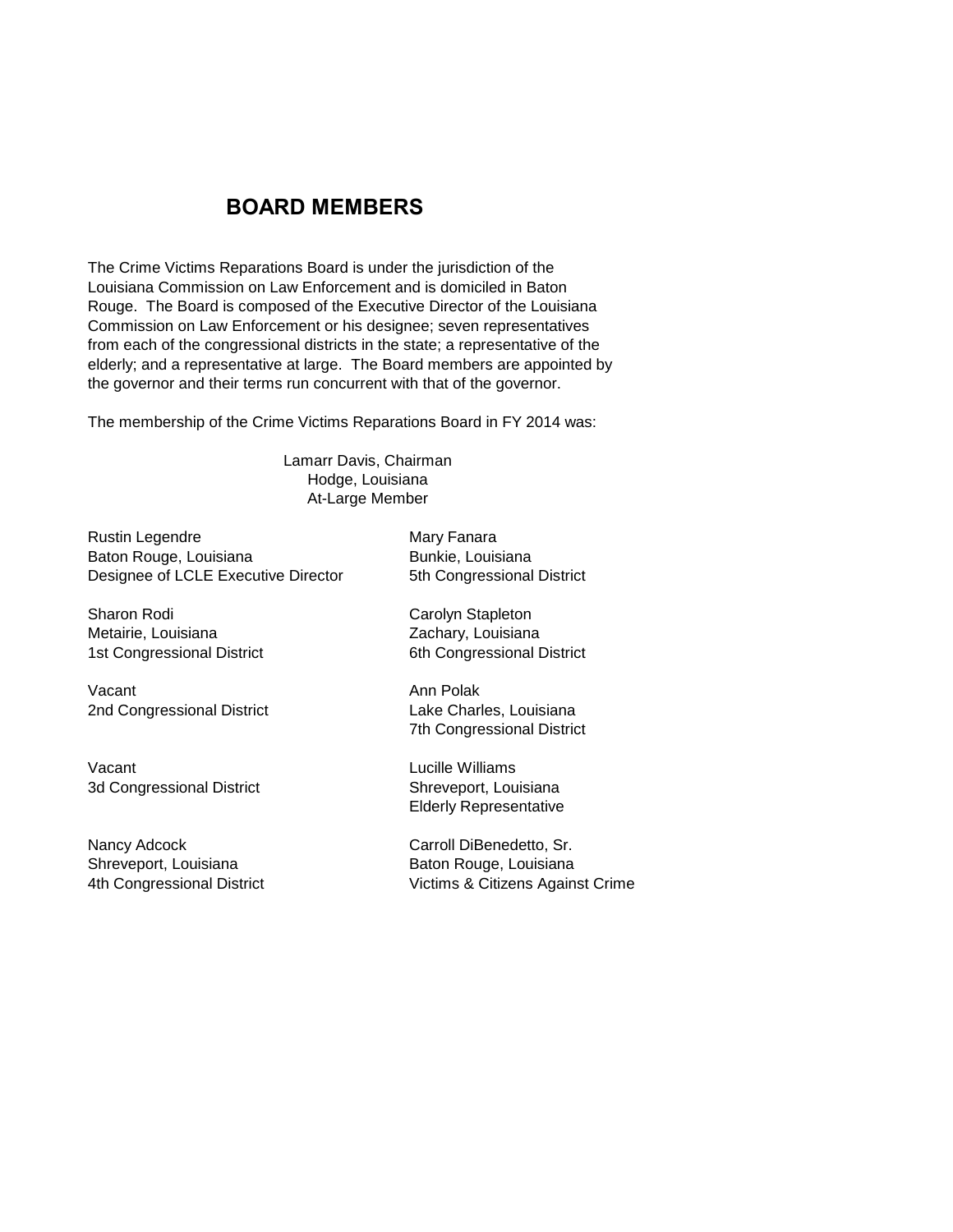# BOARD MEMBERS

The Crime Victims Reparations Board is under the jurisdiction of the Louisiana Commission on Law Enforcement and is domiciled in Baton Rouge. The Board is composed of the Executive Director of the Louisiana Commission on Law Enforcement or his designee; seven representatives from each of the congressional districts in the state; a representative of the elderly; and a representative at large. The Board members are appointed by the governor and their terms run concurrent with that of the governor.

The membership of the Crime Victims Reparations Board in FY 2014 was:

Lamarr Davis, Chairman
Hodge, Louisiana
At-Large Member

Rustin Legendre
Baton Rouge, Louisiana
Designee of LCLE Executive Director

Sharon Rodi
Metairie, Louisiana
1st Congressional District

Vacant
2nd Congressional District

Vacant
3d Congressional District

Nancy Adcock
Shreveport, Louisiana
4th Congressional District

Mary Fanara
Bunkie, Louisiana
5th Congressional District

Carolyn Stapleton
Zachary, Louisiana
6th Congressional District

Ann Polak
Lake Charles, Louisiana
7th Congressional District

Lucille Williams
Shreveport, Louisiana
Elderly Representative

Carroll DiBenedetto, Sr.
Baton Rouge, Louisiana
Victims & Citizens Against Crime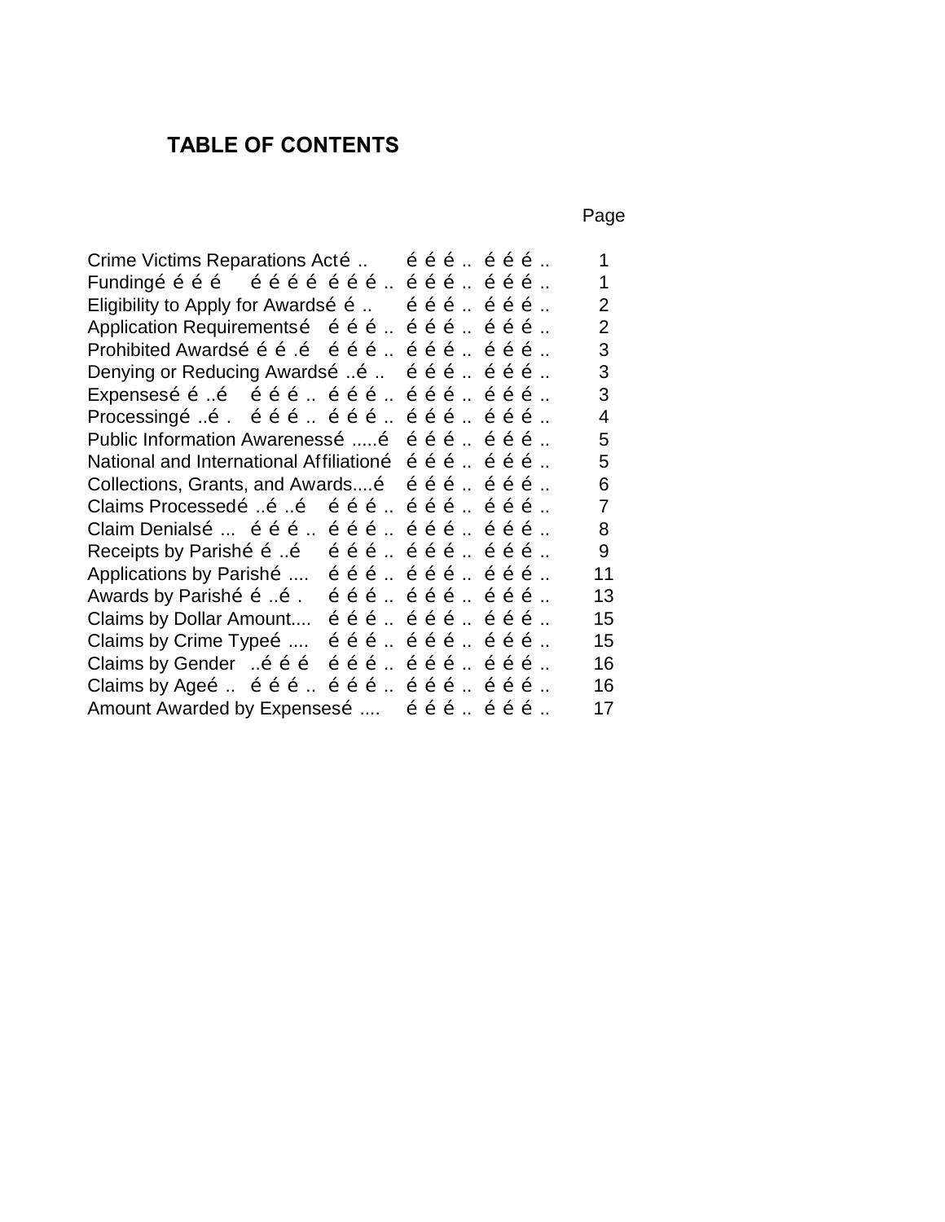## TABLE OF CONTENTS

| | Page |
|---|---|
| Crime Victims Reparations Act | 1 |
| Funding | 1 |
| Eligibility to Apply for Awards | 2 |
| Application Requirements | 2 |
| Prohibited Awards | 3 |
| Denying or Reducing Awards | 3 |
| Expenses | 3 |
| Processing | 4 |
| Public Information Awareness | 5 |
| National and International Affiliation | 5 |
| Collections, Grants, and Awards | 6 |
| Claims Processed | 7 |
| Claim Denials | 8 |
| Receipts by Parish | 9 |
| Applications by Parish | 11 |
| Awards by Parish | 13 |
| Claims by Dollar Amount | 15 |
| Claims by Crime Type | 15 |
| Claims by Gender | 16 |
| Claims by Age | 16 |
| Amount Awarded by Expenses | 17 |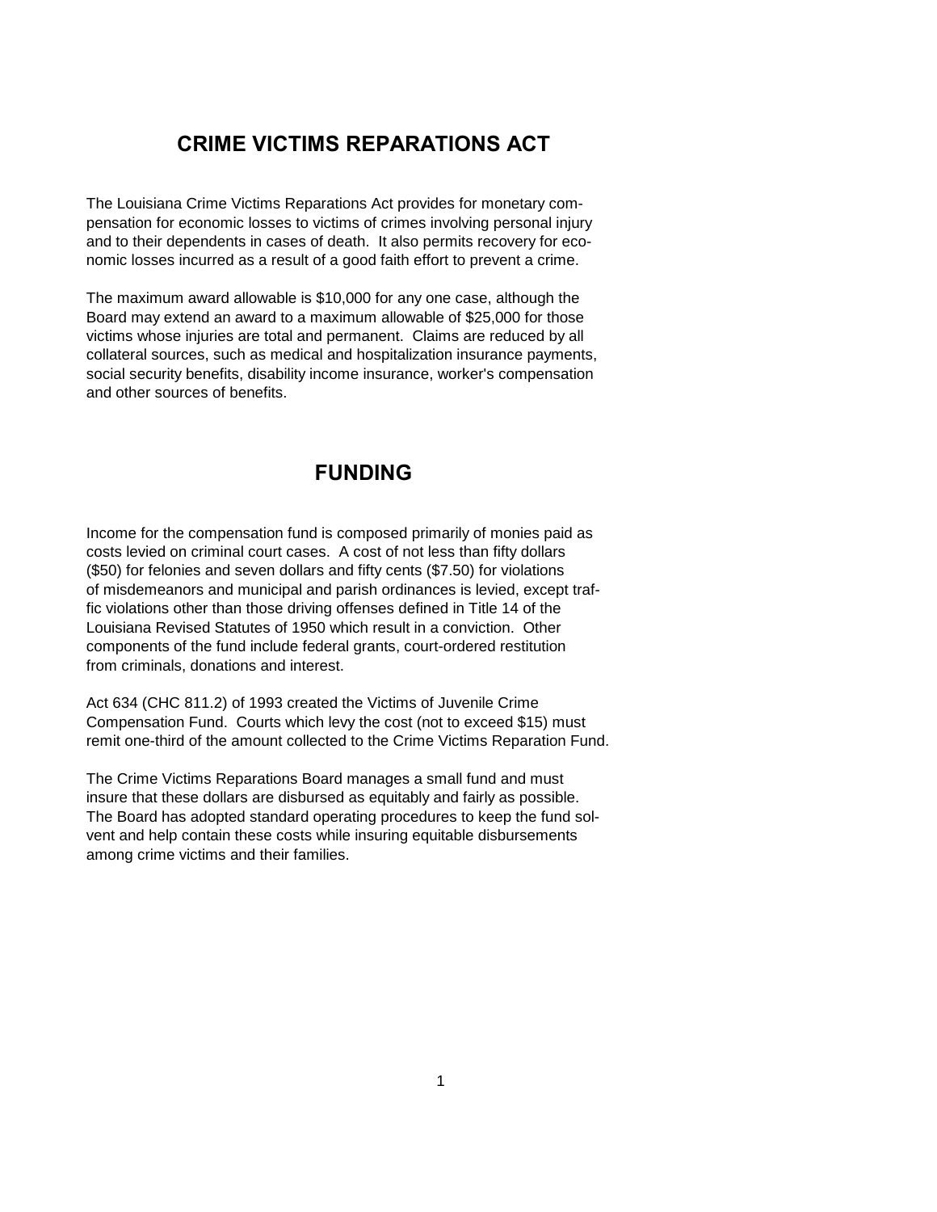## CRIME VICTIMS REPARATIONS ACT

The Louisiana Crime Victims Reparations Act provides for monetary compensation for economic losses to victims of crimes involving personal injury and to their dependents in cases of death. It also permits recovery for economic losses incurred as a result of a good faith effort to prevent a crime.

The maximum award allowable is $10,000 for any one case, although the Board may extend an award to a maximum allowable of $25,000 for those victims whose injuries are total and permanent. Claims are reduced by all collateral sources, such as medical and hospitalization insurance payments, social security benefits, disability income insurance, worker's compensation and other sources of benefits.

## FUNDING

Income for the compensation fund is composed primarily of monies paid as costs levied on criminal court cases. A cost of not less than fifty dollars ($50) for felonies and seven dollars and fifty cents ($7.50) for violations of misdemeanors and municipal and parish ordinances is levied, except traffic violations other than those driving offenses defined in Title 14 of the Louisiana Revised Statutes of 1950 which result in a conviction. Other components of the fund include federal grants, court-ordered restitution from criminals, donations and interest.

Act 634 (CHC 811.2) of 1993 created the Victims of Juvenile Crime Compensation Fund. Courts which levy the cost (not to exceed $15) must remit one-third of the amount collected to the Crime Victims Reparation Fund.

The Crime Victims Reparations Board manages a small fund and must insure that these dollars are disbursed as equitably and fairly as possible. The Board has adopted standard operating procedures to keep the fund solvent and help contain these costs while insuring equitable disbursements among crime victims and their families.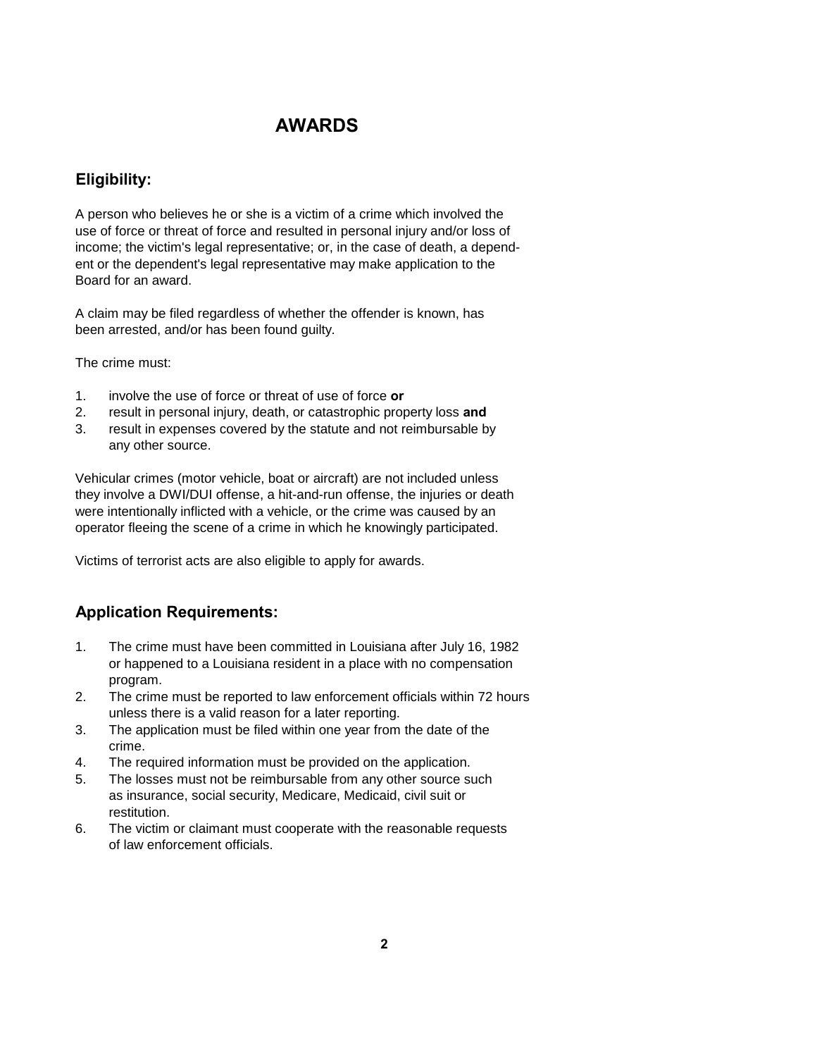# AWARDS

## Eligibility:

A person who believes he or she is a victim of a crime which involved the use of force or threat of force and resulted in personal injury and/or loss of income; the victim's legal representative; or, in the case of death, a dependent or the dependent's legal representative may make application to the Board for an award.

A claim may be filed regardless of whether the offender is known, has been arrested, and/or has been found guilty.

The crime must:

1. involve the use of force or threat of use of force **or**
2. result in personal injury, death, or catastrophic property loss **and**
3. result in expenses covered by the statute and not reimbursable by any other source.

Vehicular crimes (motor vehicle, boat or aircraft) are not included unless they involve a DWI/DUI offense, a hit-and-run offense, the injuries or death were intentionally inflicted with a vehicle, or the crime was caused by an operator fleeing the scene of a crime in which he knowingly participated.

Victims of terrorist acts are also eligible to apply for awards.

## Application Requirements:

1. The crime must have been committed in Louisiana after July 16, 1982 or happened to a Louisiana resident in a place with no compensation program.
2. The crime must be reported to law enforcement officials within 72 hours unless there is a valid reason for a later reporting.
3. The application must be filed within one year from the date of the crime.
4. The required information must be provided on the application.
5. The losses must not be reimbursable from any other source such as insurance, social security, Medicare, Medicaid, civil suit or restitution.
6. The victim or claimant must cooperate with the reasonable requests of law enforcement officials.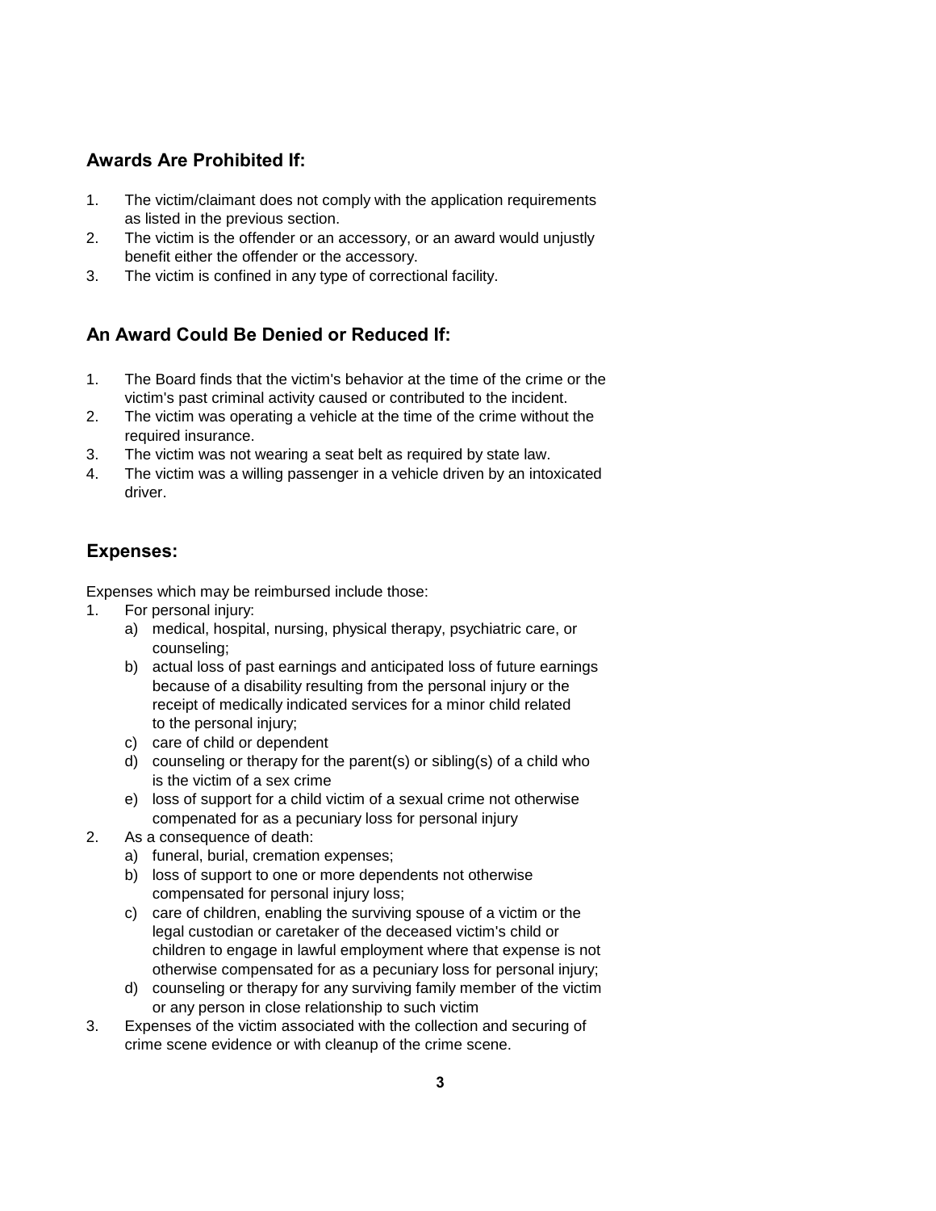## Awards Are Prohibited If:

1. The victim/claimant does not comply with the application requirements as listed in the previous section.
2. The victim is the offender or an accessory, or an award would unjustly benefit either the offender or the accessory.
3. The victim is confined in any type of correctional facility.

## An Award Could Be Denied or Reduced If:

1. The Board finds that the victim's behavior at the time of the crime or the victim's past criminal activity caused or contributed to the incident.
2. The victim was operating a vehicle at the time of the crime without the required insurance.
3. The victim was not wearing a seat belt as required by state law.
4. The victim was a willing passenger in a vehicle driven by an intoxicated driver.

## Expenses:

Expenses which may be reimbursed include those:

1. For personal injury:
    a) medical, hospital, nursing, physical therapy, psychiatric care, or counseling;
    b) actual loss of past earnings and anticipated loss of future earnings because of a disability resulting from the personal injury or the receipt of medically indicated services for a minor child related to the personal injury;
    c) care of child or dependent
    d) counseling or therapy for the parent(s) or sibling(s) of a child who is the victim of a sex crime
    e) loss of support for a child victim of a sexual crime not otherwise compenated for as a pecuniary loss for personal injury
2. As a consequence of death:
    a) funeral, burial, cremation expenses;
    b) loss of support to one or more dependents not otherwise compensated for personal injury loss;
    c) care of children, enabling the surviving spouse of a victim or the legal custodian or caretaker of the deceased victim's child or children to engage in lawful employment where that expense is not otherwise compensated for as a pecuniary loss for personal injury;
    d) counseling or therapy for any surviving family member of the victim or any person in close relationship to such victim
3. Expenses of the victim associated with the collection and securing of crime scene evidence or with cleanup of the crime scene.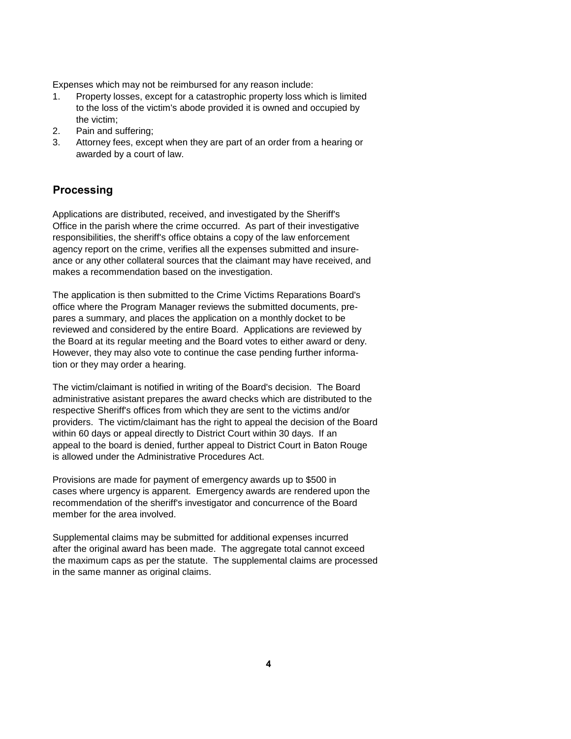Expenses which may not be reimbursed for any reason include:

1. Property losses, except for a catastrophic property loss which is limited to the loss of the victim's abode provided it is owned and occupied by the victim;
2. Pain and suffering;
3. Attorney fees, except when they are part of an order from a hearing or awarded by a court of law.

## Processing

Applications are distributed, received, and investigated by the Sheriff's Office in the parish where the crime occurred. As part of their investigative responsibilities, the sheriff's office obtains a copy of the law enforcement agency report on the crime, verifies all the expenses submitted and insureance or any other collateral sources that the claimant may have received, and makes a recommendation based on the investigation.

The application is then submitted to the Crime Victims Reparations Board's office where the Program Manager reviews the submitted documents, prepares a summary, and places the application on a monthly docket to be reviewed and considered by the entire Board. Applications are reviewed by the Board at its regular meeting and the Board votes to either award or deny. However, they may also vote to continue the case pending further information or they may order a hearing.

The victim/claimant is notified in writing of the Board's decision. The Board administrative asistant prepares the award checks which are distributed to the respective Sheriff's offices from which they are sent to the victims and/or providers. The victim/claimant has the right to appeal the decision of the Board within 60 days or appeal directly to District Court within 30 days. If an appeal to the board is denied, further appeal to District Court in Baton Rouge is allowed under the Administrative Procedures Act.

Provisions are made for payment of emergency awards up to $500 in cases where urgency is apparent. Emergency awards are rendered upon the recommendation of the sheriff's investigator and concurrence of the Board member for the area involved.

Supplemental claims may be submitted for additional expenses incurred after the original award has been made. The aggregate total cannot exceed the maximum caps as per the statute. The supplemental claims are processed in the same manner as original claims.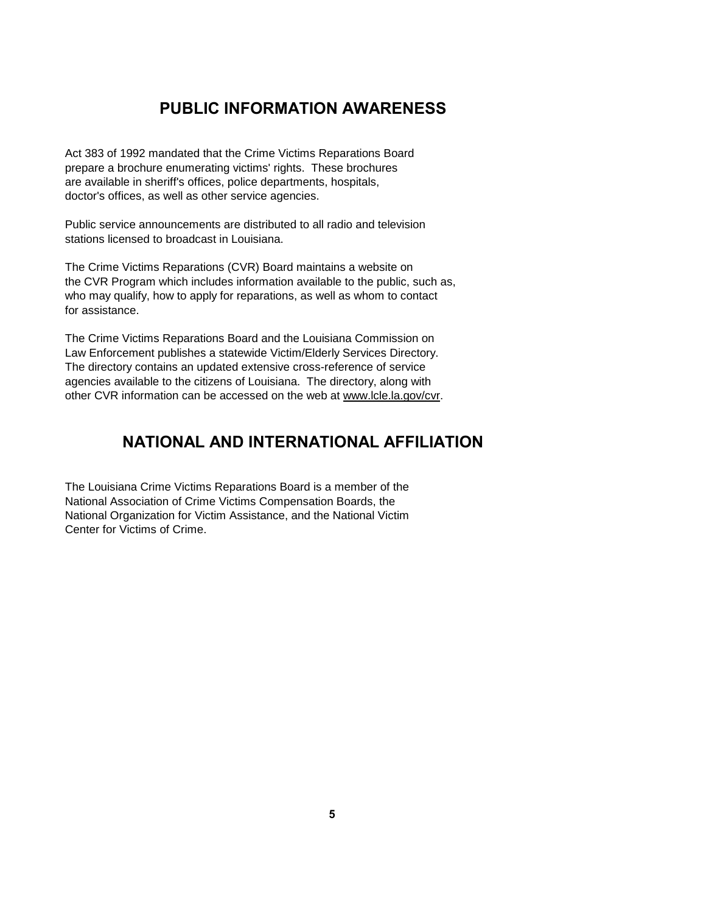## PUBLIC INFORMATION AWARENESS

Act 383 of 1992 mandated that the Crime Victims Reparations Board prepare a brochure enumerating victims' rights. These brochures are available in sheriff's offices, police departments, hospitals, doctor's offices, as well as other service agencies.

Public service announcements are distributed to all radio and television stations licensed to broadcast in Louisiana.

The Crime Victims Reparations (CVR) Board maintains a website on the CVR Program which includes information available to the public, such as, who may qualify, how to apply for reparations, as well as whom to contact for assistance.

The Crime Victims Reparations Board and the Louisiana Commission on Law Enforcement publishes a statewide Victim/Elderly Services Directory. The directory contains an updated extensive cross-reference of service agencies available to the citizens of Louisiana. The directory, along with other CVR information can be accessed on the web at www.lcle.la.gov/cvr.

## NATIONAL AND INTERNATIONAL AFFILIATION

The Louisiana Crime Victims Reparations Board is a member of the National Association of Crime Victims Compensation Boards, the National Organization for Victim Assistance, and the National Victim Center for Victims of Crime.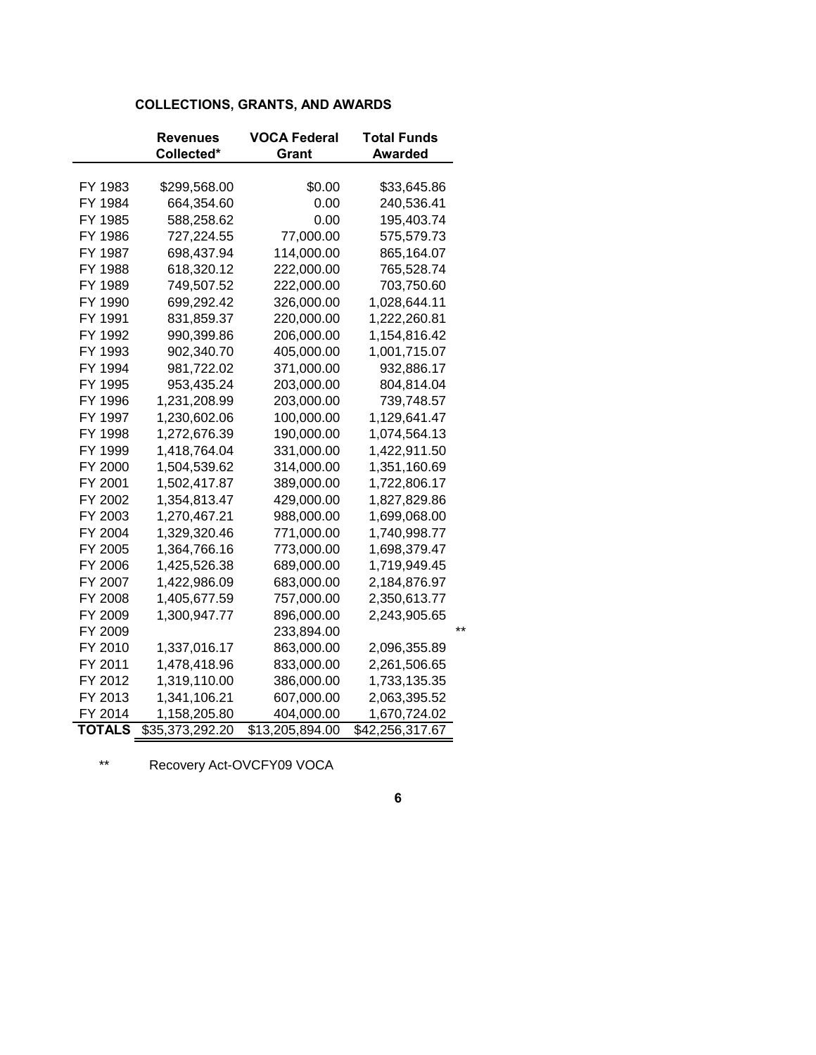## COLLECTIONS, GRANTS, AND AWARDS

| | Revenues Collected* | VOCA Federal Grant | Total Funds Awarded | |
|---|---|---|---|---|
| FY 1983 | $299,568.00 | $0.00 | $33,645.86 | |
| FY 1984 | 664,354.60 | 0.00 | 240,536.41 | |
| FY 1985 | 588,258.62 | 0.00 | 195,403.74 | |
| FY 1986 | 727,224.55 | 77,000.00 | 575,579.73 | |
| FY 1987 | 698,437.94 | 114,000.00 | 865,164.07 | |
| FY 1988 | 618,320.12 | 222,000.00 | 765,528.74 | |
| FY 1989 | 749,507.52 | 222,000.00 | 703,750.60 | |
| FY 1990 | 699,292.42 | 326,000.00 | 1,028,644.11 | |
| FY 1991 | 831,859.37 | 220,000.00 | 1,222,260.81 | |
| FY 1992 | 990,399.86 | 206,000.00 | 1,154,816.42 | |
| FY 1993 | 902,340.70 | 405,000.00 | 1,001,715.07 | |
| FY 1994 | 981,722.02 | 371,000.00 | 932,886.17 | |
| FY 1995 | 953,435.24 | 203,000.00 | 804,814.04 | |
| FY 1996 | 1,231,208.99 | 203,000.00 | 739,748.57 | |
| FY 1997 | 1,230,602.06 | 100,000.00 | 1,129,641.47 | |
| FY 1998 | 1,272,676.39 | 190,000.00 | 1,074,564.13 | |
| FY 1999 | 1,418,764.04 | 331,000.00 | 1,422,911.50 | |
| FY 2000 | 1,504,539.62 | 314,000.00 | 1,351,160.69 | |
| FY 2001 | 1,502,417.87 | 389,000.00 | 1,722,806.17 | |
| FY 2002 | 1,354,813.47 | 429,000.00 | 1,827,829.86 | |
| FY 2003 | 1,270,467.21 | 988,000.00 | 1,699,068.00 | |
| FY 2004 | 1,329,320.46 | 771,000.00 | 1,740,998.77 | |
| FY 2005 | 1,364,766.16 | 773,000.00 | 1,698,379.47 | |
| FY 2006 | 1,425,526.38 | 689,000.00 | 1,719,949.45 | |
| FY 2007 | 1,422,986.09 | 683,000.00 | 2,184,876.97 | |
| FY 2008 | 1,405,677.59 | 757,000.00 | 2,350,613.77 | |
| FY 2009 | 1,300,947.77 | 896,000.00 | 2,243,905.65 | |
| FY 2009 | | 233,894.00 | | ** |
| FY 2010 | 1,337,016.17 | 863,000.00 | 2,096,355.89 | |
| FY 2011 | 1,478,418.96 | 833,000.00 | 2,261,506.65 | |
| FY 2012 | 1,319,110.00 | 386,000.00 | 1,733,135.35 | |
| FY 2013 | 1,341,106.21 | 607,000.00 | 2,063,395.52 | |
| FY 2014 | 1,158,205.80 | 404,000.00 | 1,670,724.02 | |
| **TOTALS** | $35,373,292.20 | $13,205,894.00 | $42,256,317.67 | |

** Recovery Act-OVCFY09 VOCA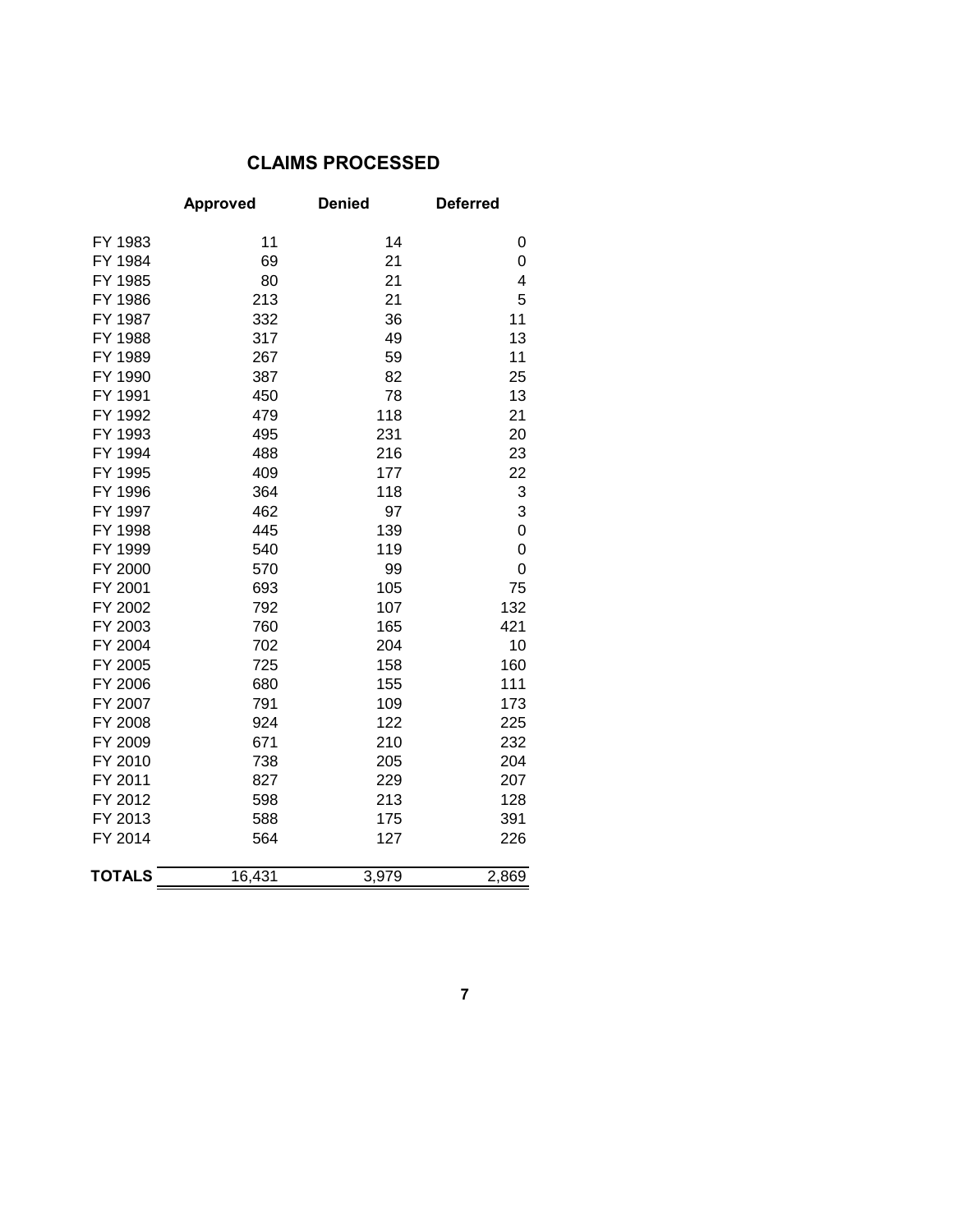## CLAIMS PROCESSED

| | Approved | Denied | Deferred |
|---|---|---|---|
| FY 1983 | 11 | 14 | 0 |
| FY 1984 | 69 | 21 | 0 |
| FY 1985 | 80 | 21 | 4 |
| FY 1986 | 213 | 21 | 5 |
| FY 1987 | 332 | 36 | 11 |
| FY 1988 | 317 | 49 | 13 |
| FY 1989 | 267 | 59 | 11 |
| FY 1990 | 387 | 82 | 25 |
| FY 1991 | 450 | 78 | 13 |
| FY 1992 | 479 | 118 | 21 |
| FY 1993 | 495 | 231 | 20 |
| FY 1994 | 488 | 216 | 23 |
| FY 1995 | 409 | 177 | 22 |
| FY 1996 | 364 | 118 | 3 |
| FY 1997 | 462 | 97 | 3 |
| FY 1998 | 445 | 139 | 0 |
| FY 1999 | 540 | 119 | 0 |
| FY 2000 | 570 | 99 | 0 |
| FY 2001 | 693 | 105 | 75 |
| FY 2002 | 792 | 107 | 132 |
| FY 2003 | 760 | 165 | 421 |
| FY 2004 | 702 | 204 | 10 |
| FY 2005 | 725 | 158 | 160 |
| FY 2006 | 680 | 155 | 111 |
| FY 2007 | 791 | 109 | 173 |
| FY 2008 | 924 | 122 | 225 |
| FY 2009 | 671 | 210 | 232 |
| FY 2010 | 738 | 205 | 204 |
| FY 2011 | 827 | 229 | 207 |
| FY 2012 | 598 | 213 | 128 |
| FY 2013 | 588 | 175 | 391 |
| FY 2014 | 564 | 127 | 226 |
| **TOTALS** | 16,431 | 3,979 | 2,869 |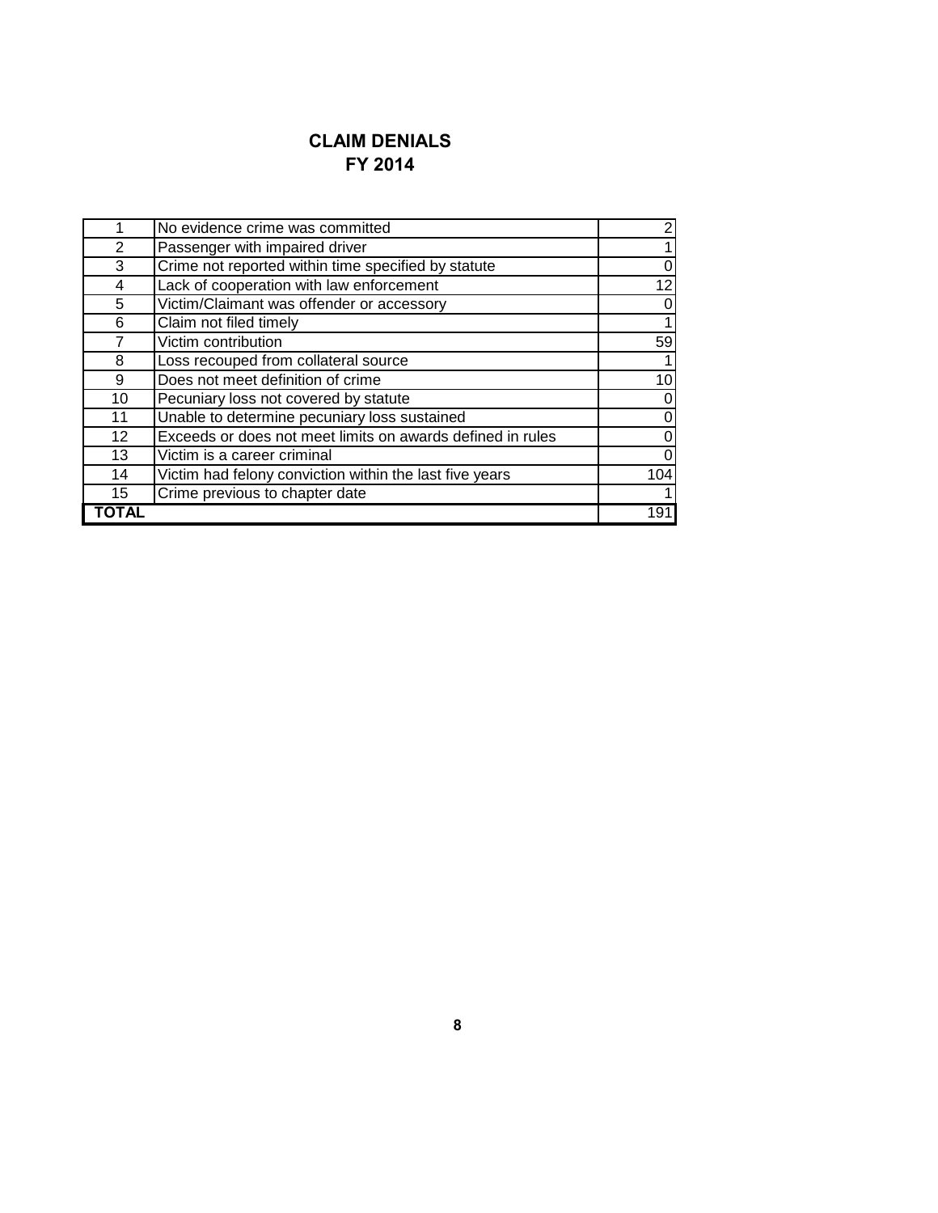## CLAIM DENIALS
## FY 2014

| | | |
|---|---|---|
| 1 | No evidence crime was committed | 2 |
| 2 | Passenger with impaired driver | 1 |
| 3 | Crime not reported within time specified by statute | 0 |
| 4 | Lack of cooperation with law enforcement | 12 |
| 5 | Victim/Claimant was offender or accessory | 0 |
| 6 | Claim not filed timely | 1 |
| 7 | Victim contribution | 59 |
| 8 | Loss recouped from collateral source | 1 |
| 9 | Does not meet definition of crime | 10 |
| 10 | Pecuniary loss not covered by statute | 0 |
| 11 | Unable to determine pecuniary loss sustained | 0 |
| 12 | Exceeds or does not meet limits on awards defined in rules | 0 |
| 13 | Victim is a career criminal | 0 |
| 14 | Victim had felony conviction within the last five years | 104 |
| 15 | Crime previous to chapter date | 1 |
| **TOTAL** | | 191 |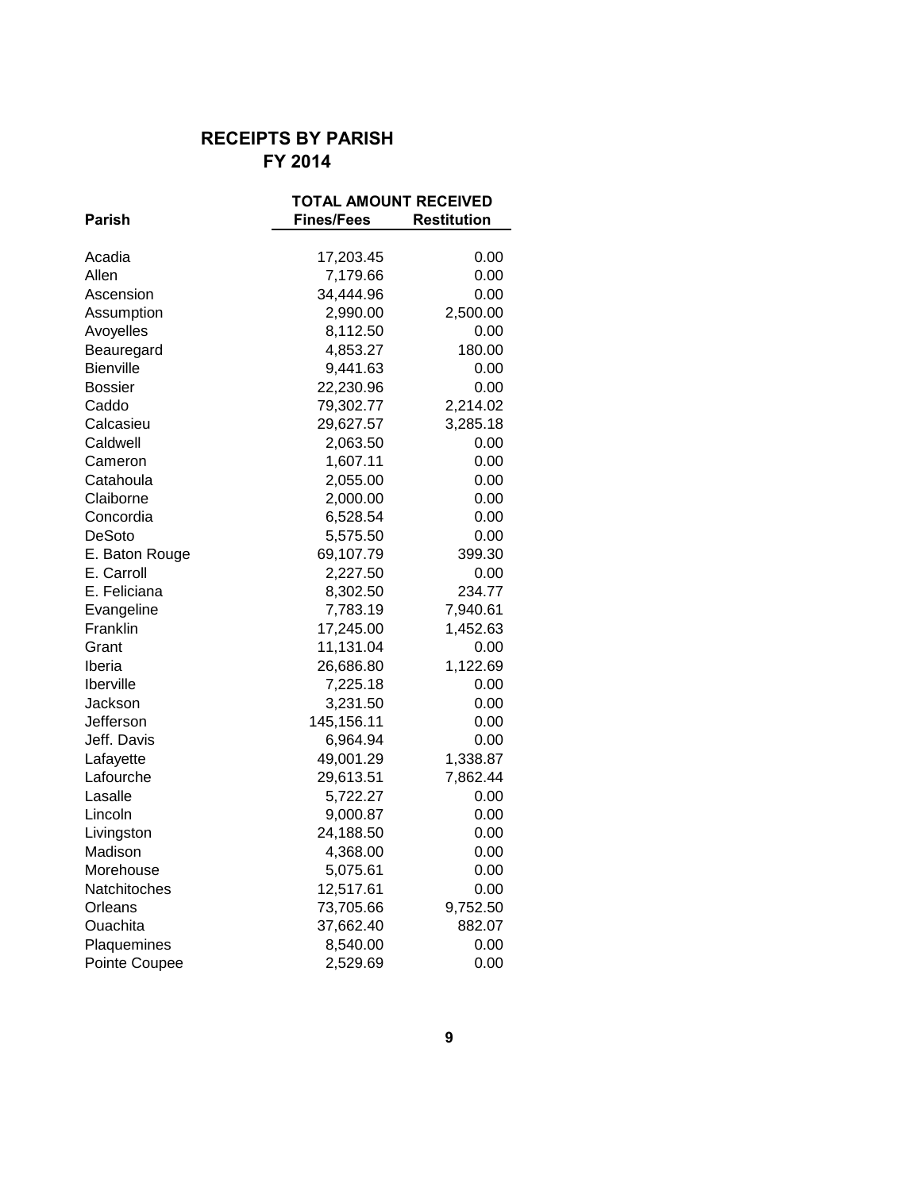## RECEIPTS BY PARISH
## FY 2014

| Parish | TOTAL AMOUNT RECEIVED | |
|---|---|---|
| | Fines/Fees | Restitution |
| Acadia | 17,203.45 | 0.00 |
| Allen | 7,179.66 | 0.00 |
| Ascension | 34,444.96 | 0.00 |
| Assumption | 2,990.00 | 2,500.00 |
| Avoyelles | 8,112.50 | 0.00 |
| Beauregard | 4,853.27 | 180.00 |
| Bienville | 9,441.63 | 0.00 |
| Bossier | 22,230.96 | 0.00 |
| Caddo | 79,302.77 | 2,214.02 |
| Calcasieu | 29,627.57 | 3,285.18 |
| Caldwell | 2,063.50 | 0.00 |
| Cameron | 1,607.11 | 0.00 |
| Catahoula | 2,055.00 | 0.00 |
| Claiborne | 2,000.00 | 0.00 |
| Concordia | 6,528.54 | 0.00 |
| DeSoto | 5,575.50 | 0.00 |
| E. Baton Rouge | 69,107.79 | 399.30 |
| E. Carroll | 2,227.50 | 0.00 |
| E. Feliciana | 8,302.50 | 234.77 |
| Evangeline | 7,783.19 | 7,940.61 |
| Franklin | 17,245.00 | 1,452.63 |
| Grant | 11,131.04 | 0.00 |
| Iberia | 26,686.80 | 1,122.69 |
| Iberville | 7,225.18 | 0.00 |
| Jackson | 3,231.50 | 0.00 |
| Jefferson | 145,156.11 | 0.00 |
| Jeff. Davis | 6,964.94 | 0.00 |
| Lafayette | 49,001.29 | 1,338.87 |
| Lafourche | 29,613.51 | 7,862.44 |
| Lasalle | 5,722.27 | 0.00 |
| Lincoln | 9,000.87 | 0.00 |
| Livingston | 24,188.50 | 0.00 |
| Madison | 4,368.00 | 0.00 |
| Morehouse | 5,075.61 | 0.00 |
| Natchitoches | 12,517.61 | 0.00 |
| Orleans | 73,705.66 | 9,752.50 |
| Ouachita | 37,662.40 | 882.07 |
| Plaquemines | 8,540.00 | 0.00 |
| Pointe Coupee | 2,529.69 | 0.00 |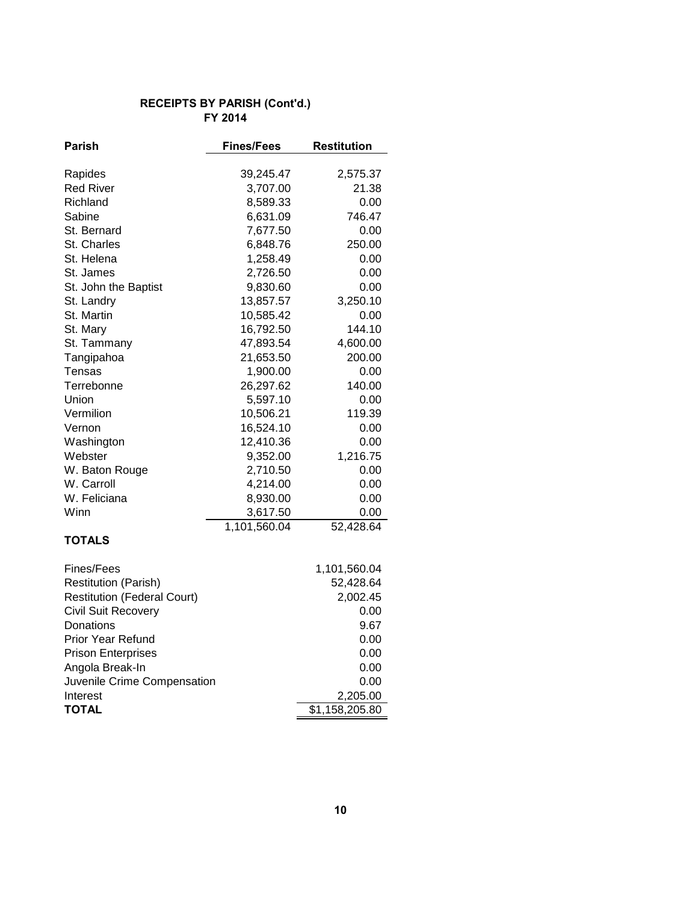## RECEIPTS BY PARISH (Cont'd.)
### FY 2014

| Parish | Fines/Fees | Restitution |
|---|---|---|
| Rapides | 39,245.47 | 2,575.37 |
| Red River | 3,707.00 | 21.38 |
| Richland | 8,589.33 | 0.00 |
| Sabine | 6,631.09 | 746.47 |
| St. Bernard | 7,677.50 | 0.00 |
| St. Charles | 6,848.76 | 250.00 |
| St. Helena | 1,258.49 | 0.00 |
| St. James | 2,726.50 | 0.00 |
| St. John the Baptist | 9,830.60 | 0.00 |
| St. Landry | 13,857.57 | 3,250.10 |
| St. Martin | 10,585.42 | 0.00 |
| St. Mary | 16,792.50 | 144.10 |
| St. Tammany | 47,893.54 | 4,600.00 |
| Tangipahoa | 21,653.50 | 200.00 |
| Tensas | 1,900.00 | 0.00 |
| Terrebonne | 26,297.62 | 140.00 |
| Union | 5,597.10 | 0.00 |
| Vermilion | 10,506.21 | 119.39 |
| Vernon | 16,524.10 | 0.00 |
| Washington | 12,410.36 | 0.00 |
| Webster | 9,352.00 | 1,216.75 |
| W. Baton Rouge | 2,710.50 | 0.00 |
| W. Carroll | 4,214.00 | 0.00 |
| W. Feliciana | 8,930.00 | 0.00 |
| Winn | 3,617.50 | 0.00 |
| | 1,101,560.04 | 52,428.64 |

**TOTALS**

| | |
|---|---|
| Fines/Fees | 1,101,560.04 |
| Restitution (Parish) | 52,428.64 |
| Restitution (Federal Court) | 2,002.45 |
| Civil Suit Recovery | 0.00 |
| Donations | 9.67 |
| Prior Year Refund | 0.00 |
| Prison Enterprises | 0.00 |
| Angola Break-In | 0.00 |
| Juvenile Crime Compensation | 0.00 |
| Interest | 2,205.00 |
| **TOTAL** | $1,158,205.80 |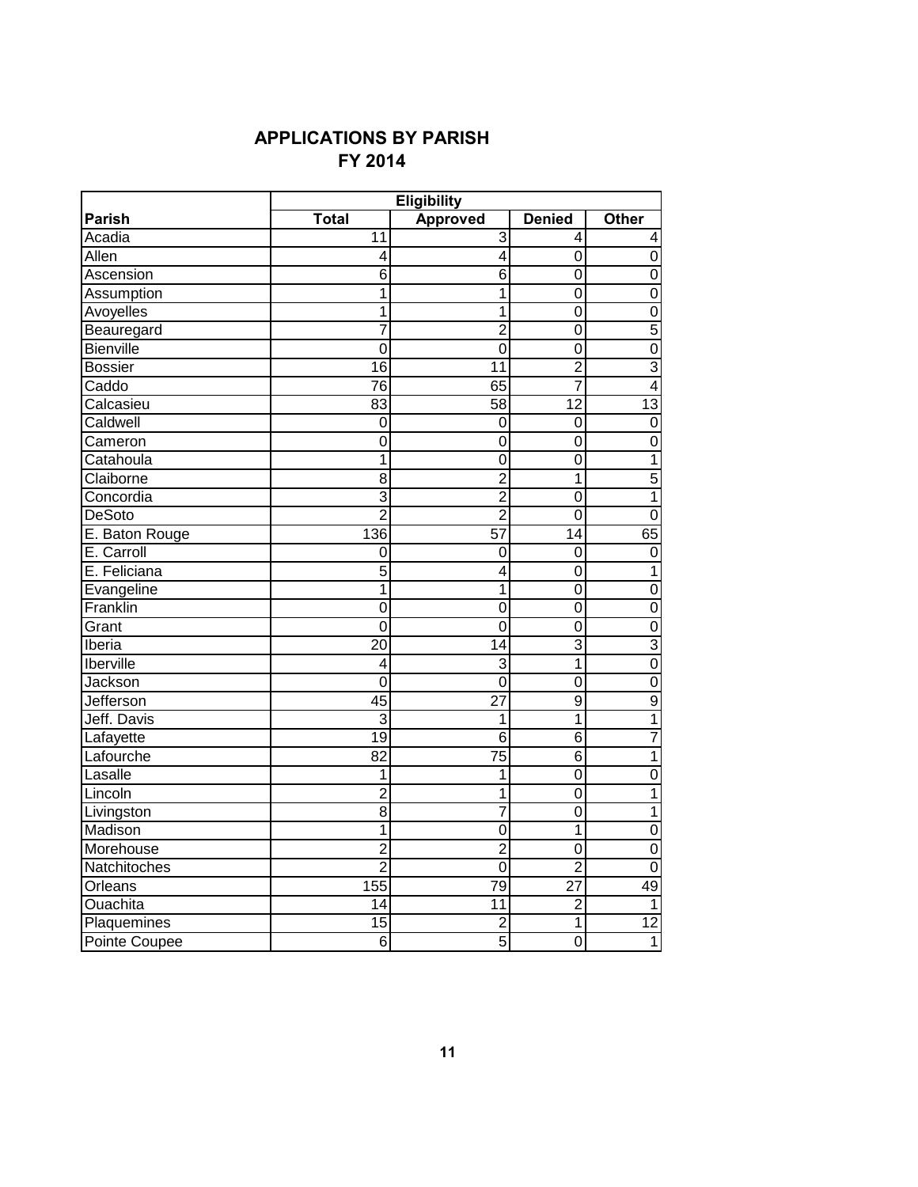## APPLICATIONS BY PARISH
## FY 2014

| Parish | Eligibility | | | |
|---|---|---|---|---|
| | Total | Approved | Denied | Other |
| Acadia | 11 | 3 | 4 | 4 |
| Allen | 4 | 4 | 0 | 0 |
| Ascension | 6 | 6 | 0 | 0 |
| Assumption | 1 | 1 | 0 | 0 |
| Avoyelles | 1 | 1 | 0 | 0 |
| Beauregard | 7 | 2 | 0 | 5 |
| Bienville | 0 | 0 | 0 | 0 |
| Bossier | 16 | 11 | 2 | 3 |
| Caddo | 76 | 65 | 7 | 4 |
| Calcasieu | 83 | 58 | 12 | 13 |
| Caldwell | 0 | 0 | 0 | 0 |
| Cameron | 0 | 0 | 0 | 0 |
| Catahoula | 1 | 0 | 0 | 1 |
| Claiborne | 8 | 2 | 1 | 5 |
| Concordia | 3 | 2 | 0 | 1 |
| DeSoto | 2 | 2 | 0 | 0 |
| E. Baton Rouge | 136 | 57 | 14 | 65 |
| E. Carroll | 0 | 0 | 0 | 0 |
| E. Feliciana | 5 | 4 | 0 | 1 |
| Evangeline | 1 | 1 | 0 | 0 |
| Franklin | 0 | 0 | 0 | 0 |
| Grant | 0 | 0 | 0 | 0 |
| Iberia | 20 | 14 | 3 | 3 |
| Iberville | 4 | 3 | 1 | 0 |
| Jackson | 0 | 0 | 0 | 0 |
| Jefferson | 45 | 27 | 9 | 9 |
| Jeff. Davis | 3 | 1 | 1 | 1 |
| Lafayette | 19 | 6 | 6 | 7 |
| Lafourche | 82 | 75 | 6 | 1 |
| Lasalle | 1 | 1 | 0 | 0 |
| Lincoln | 2 | 1 | 0 | 1 |
| Livingston | 8 | 7 | 0 | 1 |
| Madison | 1 | 0 | 1 | 0 |
| Morehouse | 2 | 2 | 0 | 0 |
| Natchitoches | 2 | 0 | 2 | 0 |
| Orleans | 155 | 79 | 27 | 49 |
| Ouachita | 14 | 11 | 2 | 1 |
| Plaquemines | 15 | 2 | 1 | 12 |
| Pointe Coupee | 6 | 5 | 0 | 1 |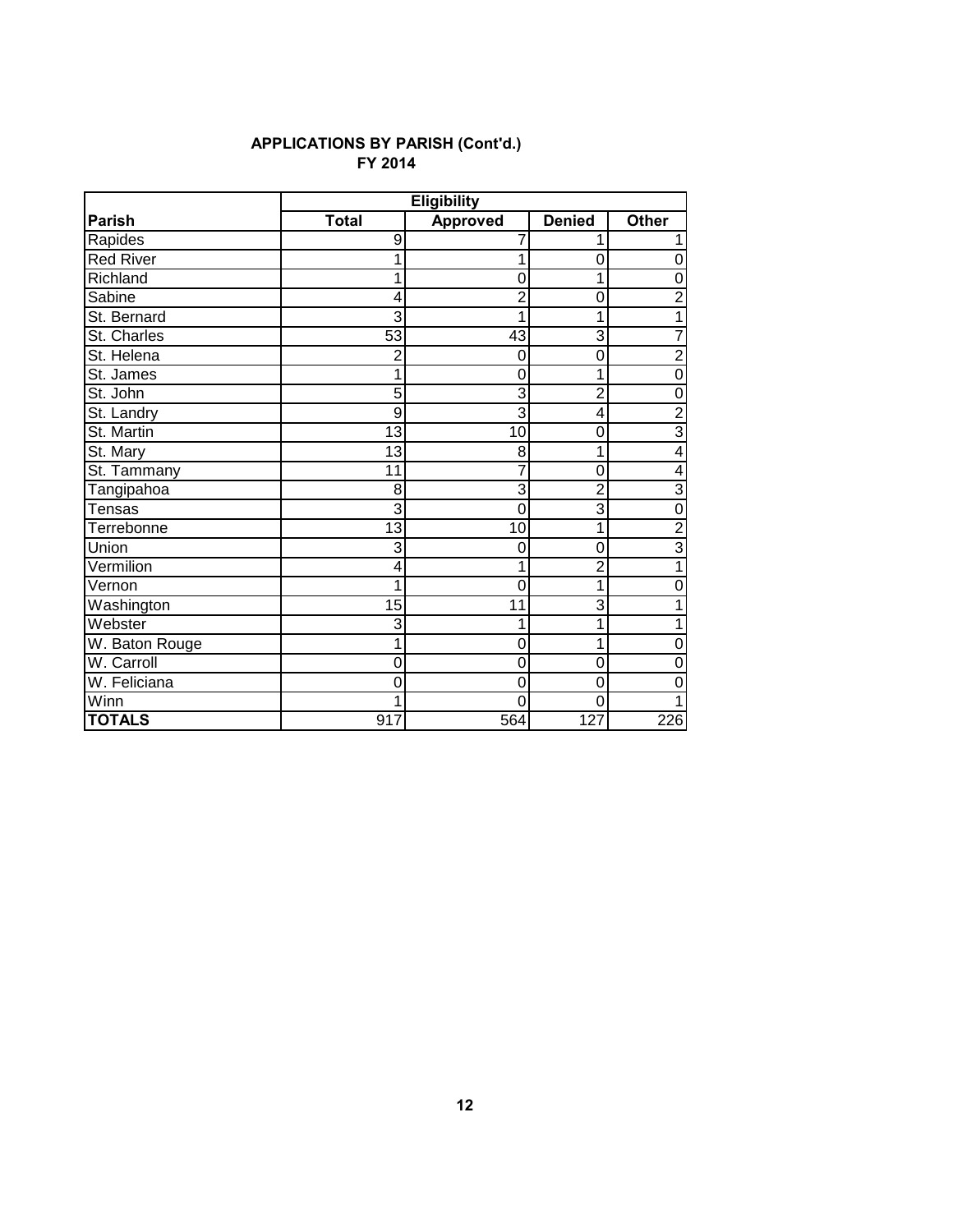**APPLICATIONS BY PARISH (Cont'd.)**
**FY 2014**

| | Eligibility | | | |
|---|---|---|---|---|
| **Parish** | **Total** | **Approved** | **Denied** | **Other** |
| Rapides | 9 | 7 | 1 | 1 |
| Red River | 1 | 1 | 0 | 0 |
| Richland | 1 | 0 | 1 | 0 |
| Sabine | 4 | 2 | 0 | 2 |
| St. Bernard | 3 | 1 | 1 | 1 |
| St. Charles | 53 | 43 | 3 | 7 |
| St. Helena | 2 | 0 | 0 | 2 |
| St. James | 1 | 0 | 1 | 0 |
| St. John | 5 | 3 | 2 | 0 |
| St. Landry | 9 | 3 | 4 | 2 |
| St. Martin | 13 | 10 | 0 | 3 |
| St. Mary | 13 | 8 | 1 | 4 |
| St. Tammany | 11 | 7 | 0 | 4 |
| Tangipahoa | 8 | 3 | 2 | 3 |
| Tensas | 3 | 0 | 3 | 0 |
| Terrebonne | 13 | 10 | 1 | 2 |
| Union | 3 | 0 | 0 | 3 |
| Vermilion | 4 | 1 | 2 | 1 |
| Vernon | 1 | 0 | 1 | 0 |
| Washington | 15 | 11 | 3 | 1 |
| Webster | 3 | 1 | 1 | 1 |
| W. Baton Rouge | 1 | 0 | 1 | 0 |
| W. Carroll | 0 | 0 | 0 | 0 |
| W. Feliciana | 0 | 0 | 0 | 0 |
| Winn | 1 | 0 | 0 | 1 |
| **TOTALS** | 917 | 564 | 127 | 226 |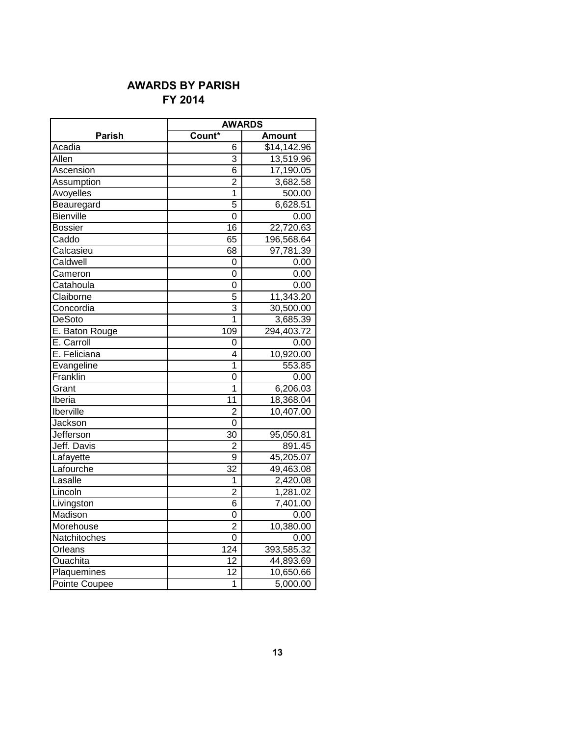## AWARDS BY PARISH
## FY 2014

| Parish | AWARDS | |
|---|---|---|
| | Count* | Amount |
| Acadia | 6 | $14,142.96 |
| Allen | 3 | 13,519.96 |
| Ascension | 6 | 17,190.05 |
| Assumption | 2 | 3,682.58 |
| Avoyelles | 1 | 500.00 |
| Beauregard | 5 | 6,628.51 |
| Bienville | 0 | 0.00 |
| Bossier | 16 | 22,720.63 |
| Caddo | 65 | 196,568.64 |
| Calcasieu | 68 | 97,781.39 |
| Caldwell | 0 | 0.00 |
| Cameron | 0 | 0.00 |
| Catahoula | 0 | 0.00 |
| Claiborne | 5 | 11,343.20 |
| Concordia | 3 | 30,500.00 |
| DeSoto | 1 | 3,685.39 |
| E. Baton Rouge | 109 | 294,403.72 |
| E. Carroll | 0 | 0.00 |
| E. Feliciana | 4 | 10,920.00 |
| Evangeline | 1 | 553.85 |
| Franklin | 0 | 0.00 |
| Grant | 1 | 6,206.03 |
| Iberia | 11 | 18,368.04 |
| Iberville | 2 | 10,407.00 |
| Jackson | 0 | |
| Jefferson | 30 | 95,050.81 |
| Jeff. Davis | 2 | 891.45 |
| Lafayette | 9 | 45,205.07 |
| Lafourche | 32 | 49,463.08 |
| Lasalle | 1 | 2,420.08 |
| Lincoln | 2 | 1,281.02 |
| Livingston | 6 | 7,401.00 |
| Madison | 0 | 0.00 |
| Morehouse | 2 | 10,380.00 |
| Natchitoches | 0 | 0.00 |
| Orleans | 124 | 393,585.32 |
| Ouachita | 12 | 44,893.69 |
| Plaquemines | 12 | 10,650.66 |
| Pointe Coupee | 1 | 5,000.00 |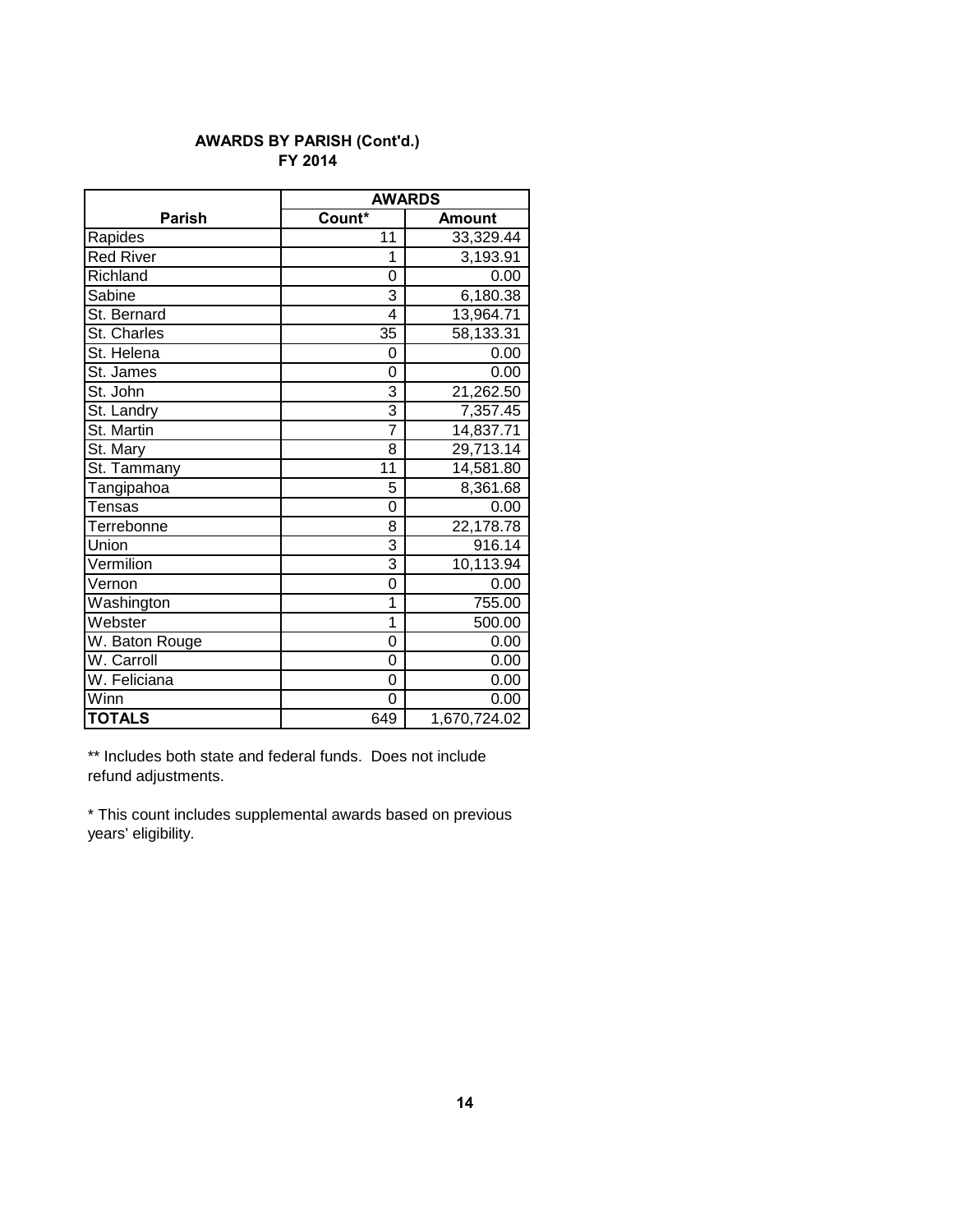**AWARDS BY PARISH (Cont'd.)**
**FY 2014**

| Parish | AWARDS | |
|---|---|---|
| | Count* | Amount |
| Rapides | 11 | 33,329.44 |
| Red River | 1 | 3,193.91 |
| Richland | 0 | 0.00 |
| Sabine | 3 | 6,180.38 |
| St. Bernard | 4 | 13,964.71 |
| St. Charles | 35 | 58,133.31 |
| St. Helena | 0 | 0.00 |
| St. James | 0 | 0.00 |
| St. John | 3 | 21,262.50 |
| St. Landry | 3 | 7,357.45 |
| St. Martin | 7 | 14,837.71 |
| St. Mary | 8 | 29,713.14 |
| St. Tammany | 11 | 14,581.80 |
| Tangipahoa | 5 | 8,361.68 |
| Tensas | 0 | 0.00 |
| Terrebonne | 8 | 22,178.78 |
| Union | 3 | 916.14 |
| Vermilion | 3 | 10,113.94 |
| Vernon | 0 | 0.00 |
| Washington | 1 | 755.00 |
| Webster | 1 | 500.00 |
| W. Baton Rouge | 0 | 0.00 |
| W. Carroll | 0 | 0.00 |
| W. Feliciana | 0 | 0.00 |
| Winn | 0 | 0.00 |
| **TOTALS** | 649 | 1,670,724.02 |

** Includes both state and federal funds. Does not include refund adjustments.

* This count includes supplemental awards based on previous years' eligibility.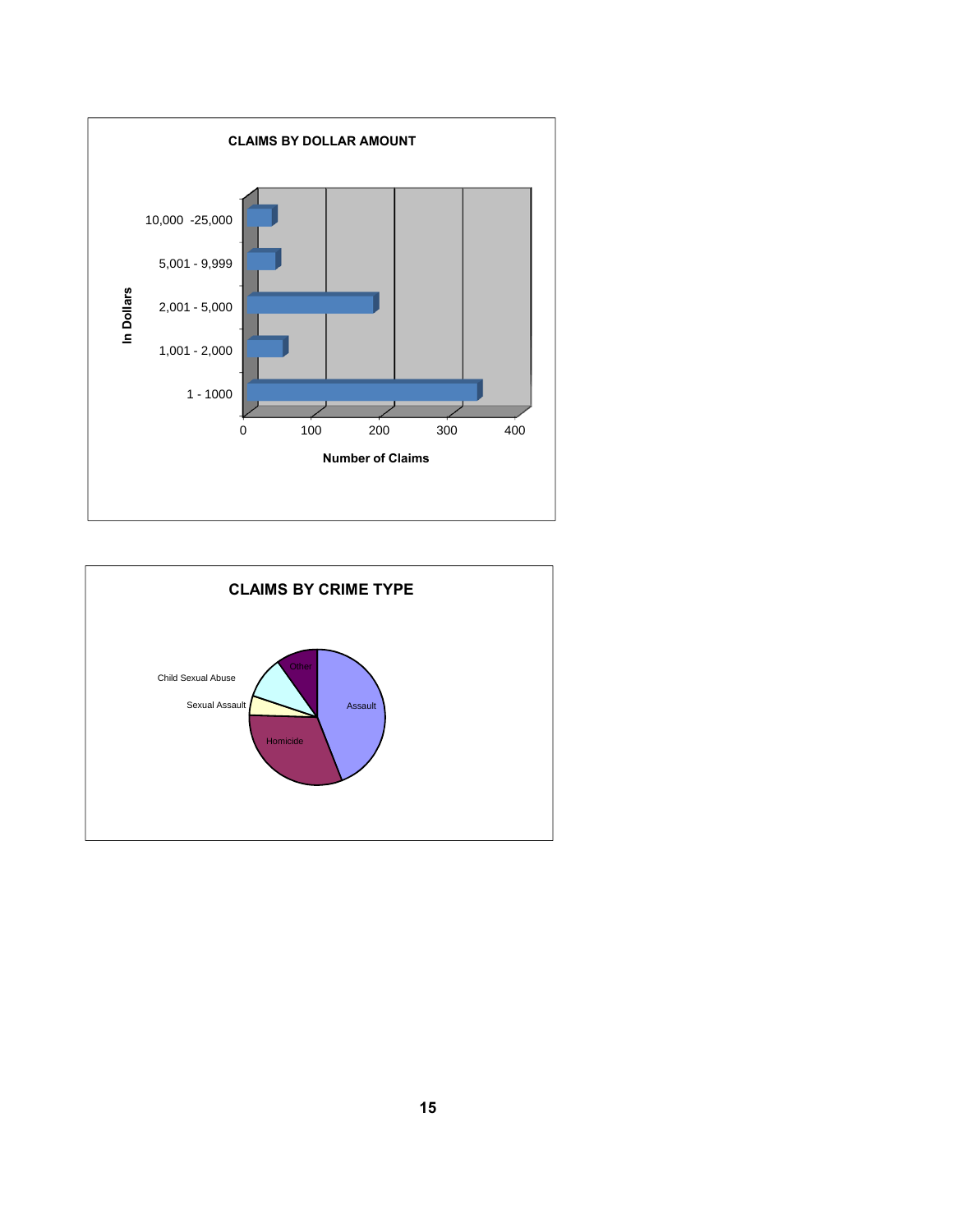**CLAIMS BY DOLLAR AMOUNT**

In Dollars: 10,000 -25,000; 5,001 - 9,999; 2,001 - 5,000; 1,001 - 2,000; 1 - 1000

Number of Claims: 0, 100, 200, 300, 400

**CLAIMS BY CRIME TYPE**

Other; Child Sexual Abuse; Sexual Assault; Assault; Homicide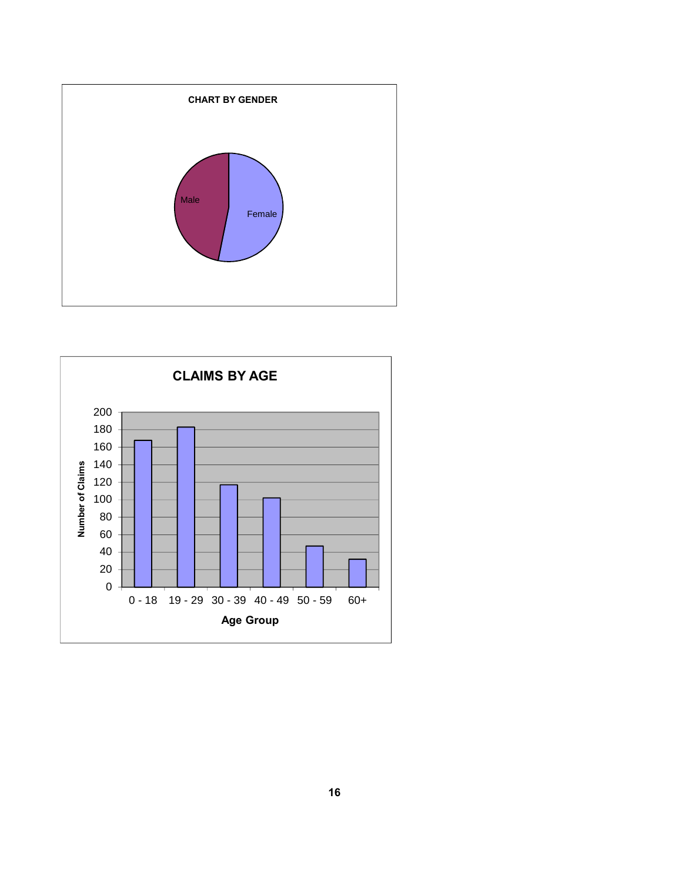**CHART BY GENDER**

Male

Female

**CLAIMS BY AGE**

Number of Claims

200
180
160
140
120
100
80
60
40
20
0

0 - 18 | 19 - 29 | 30 - 39 | 40 - 49 | 50 - 59 | 60+

**Age Group**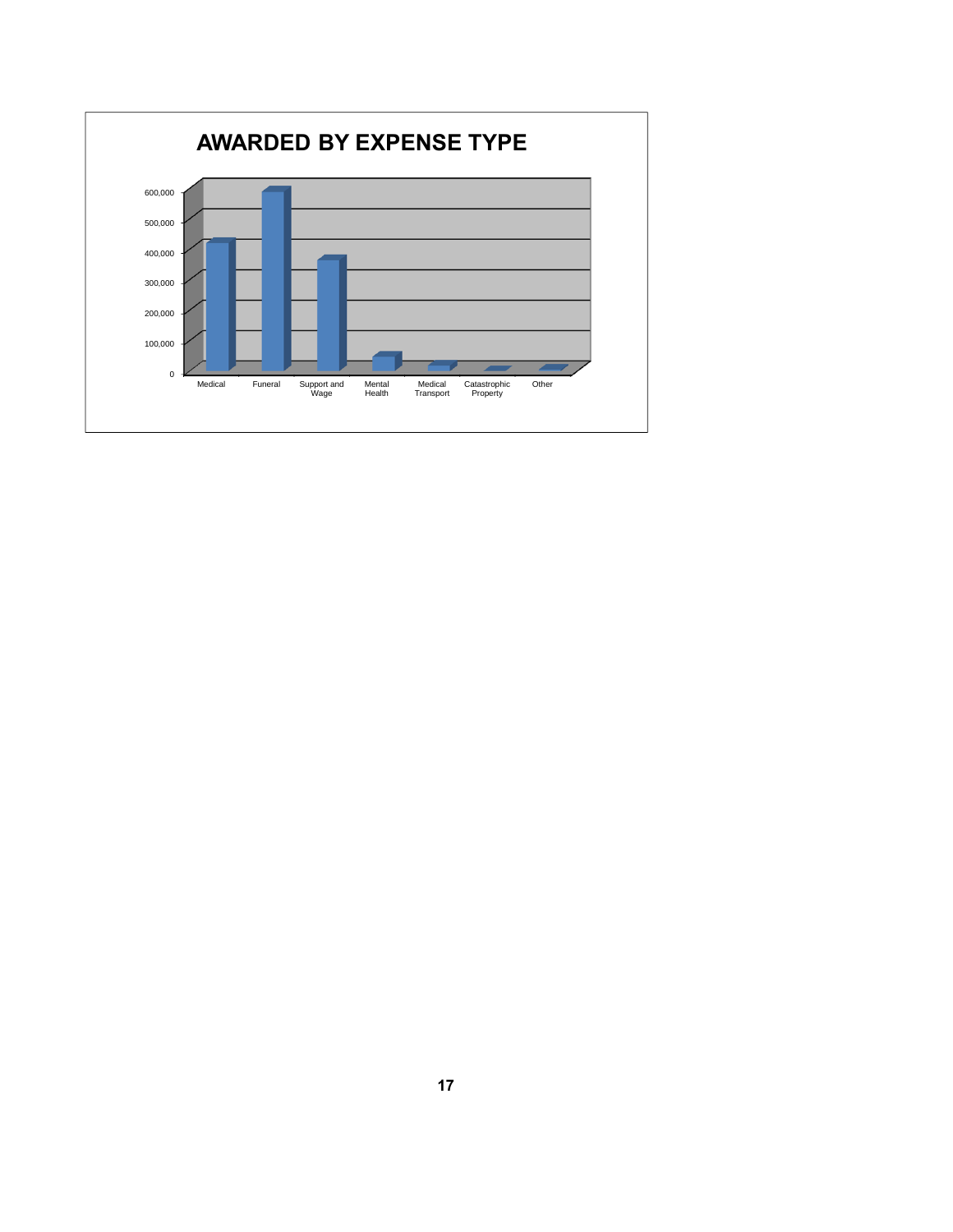## AWARDED BY EXPENSE TYPE

600,000
500,000
400,000
300,000
200,000
100,000
0

Medical
Funeral
Support and Wage
Mental Health
Medical Transport
Catastrophic Property
Other